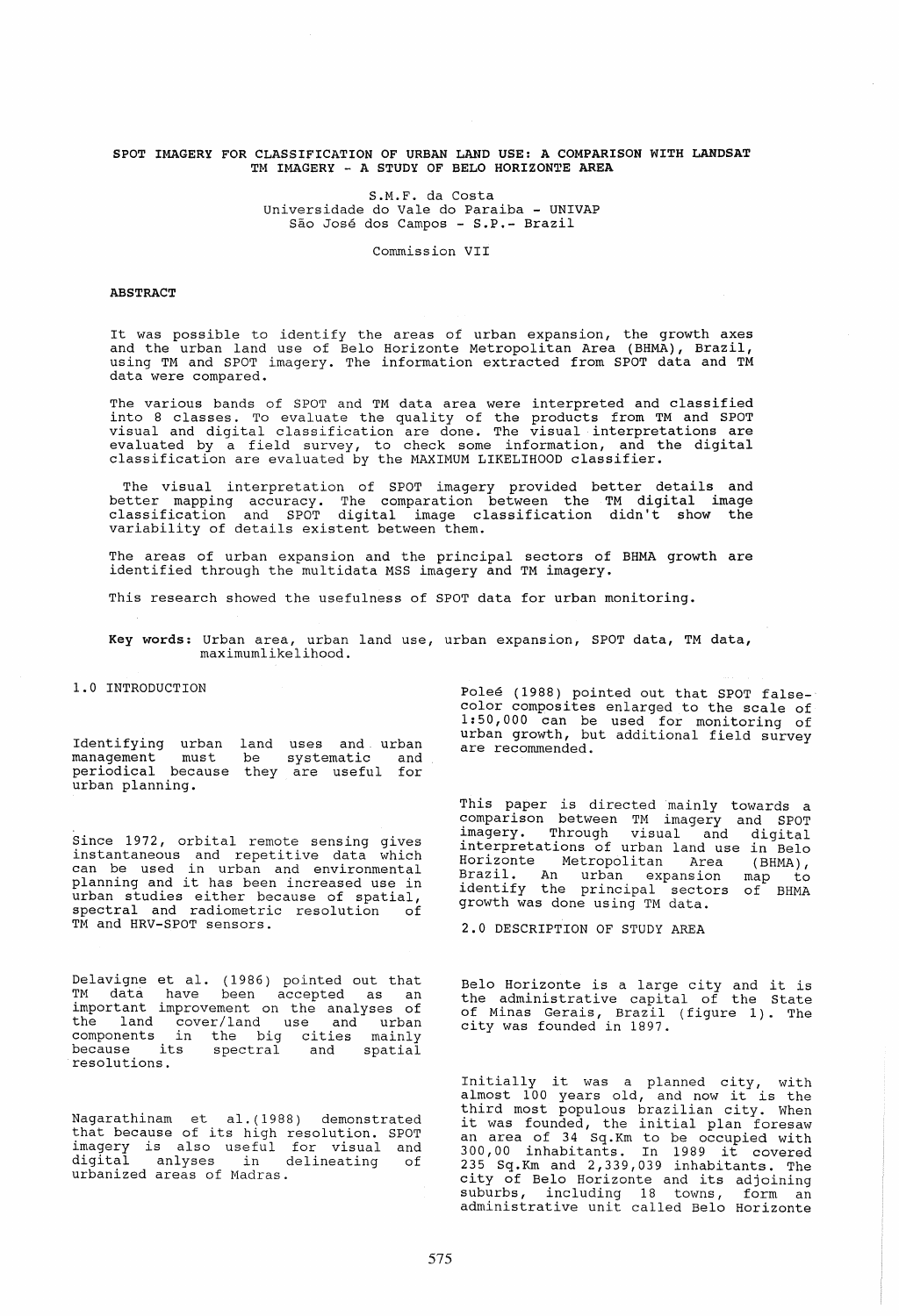# SPOT IMAGERY FOR CLASSIFICATION OF URBAN LAND USE: A COMPARISON WITH LANDSAT TM IMAGERY - A STUDY OF BELO HORIZONTE AREA

S.M.F. da Costa
Universidade do Vale do Paraiba - UNIVAP
São José dos Campos - S.P.- Brazil

Commission VII

## ABSTRACT

It was possible to identify the areas of urban expansion, the growth axes and the urban land use of Belo Horizonte Metropolitan Area (BHMA), Brazil, using TM and SPOT imagery. The information extracted from SPOT data and TM data were compared.

The various bands of SPOT and TM data area were interpreted and classified into 8 classes. To evaluate the quality of the products from TM and SPOT visual and digital classification are done. The visual interpretations are evaluated by a field survey, to check some information, and the digital classification are evaluated by the MAXIMUM LIKELIHOOD classifier.

The visual interpretation of SPOT imagery provided better details and better mapping accuracy. The comparation between the TM digital image classification and SPOT digital image classification didn't show the variability of details existent between them.

The areas of urban expansion and the principal sectors of BHMA growth are identified through the multidata MSS imagery and TM imagery.

This research showed the usefulness of SPOT data for urban monitoring.

**Key words:** Urban area, urban land use, urban expansion, SPOT data, TM data, maximumlikelihood.

## 1.0 INTRODUCTION

Identifying urban land uses and urban management must be systematic and periodical because they are useful for urban planning.

Since 1972, orbital remote sensing gives instantaneous and repetitive data which can be used in urban and environmental planning and it has been increased use in urban studies either because of spatial, spectral and radiometric resolution of TM and HRV-SPOT sensors.

Delavigne et al. (1986) pointed out that TM data have been accepted as an important improvement on the analyses of the land cover/land use and urban components in the big cities mainly because its spectral and spatial resolutions.

Nagarathinam et al.(1988) demonstrated that because of its high resolution. SPOT imagery is also useful for visual and digital anlyses in delineating of urbanized areas of Madras.

Poleé (1988) pointed out that SPOT false-color composites enlarged to the scale of 1:50,000 can be used for monitoring of urban growth, but additional field survey are recommended.

This paper is directed mainly towards a comparison between TM imagery and SPOT imagery. Through visual and digital interpretations of urban land use in Belo Horizonte Metropolitan Area (BHMA), Brazil. An urban expansion map to identify the principal sectors of BHMA growth was done using TM data.

## 2.0 DESCRIPTION OF STUDY AREA

Belo Horizonte is a large city and it is the administrative capital of the State of Minas Gerais, Brazil (figure 1). The city was founded in 1897.

Initially it was a planned city, with almost 100 years old, and now it is the third most populous brazilian city. When it was founded, the initial plan foresaw an area of 34 Sq.Km to be occupied with 300,00 inhabitants. In 1989 it covered 235 Sq.Km and 2,339,039 inhabitants. The city of Belo Horizonte and its adjoining suburbs, including 18 towns, form an administrative unit called Belo Horizonte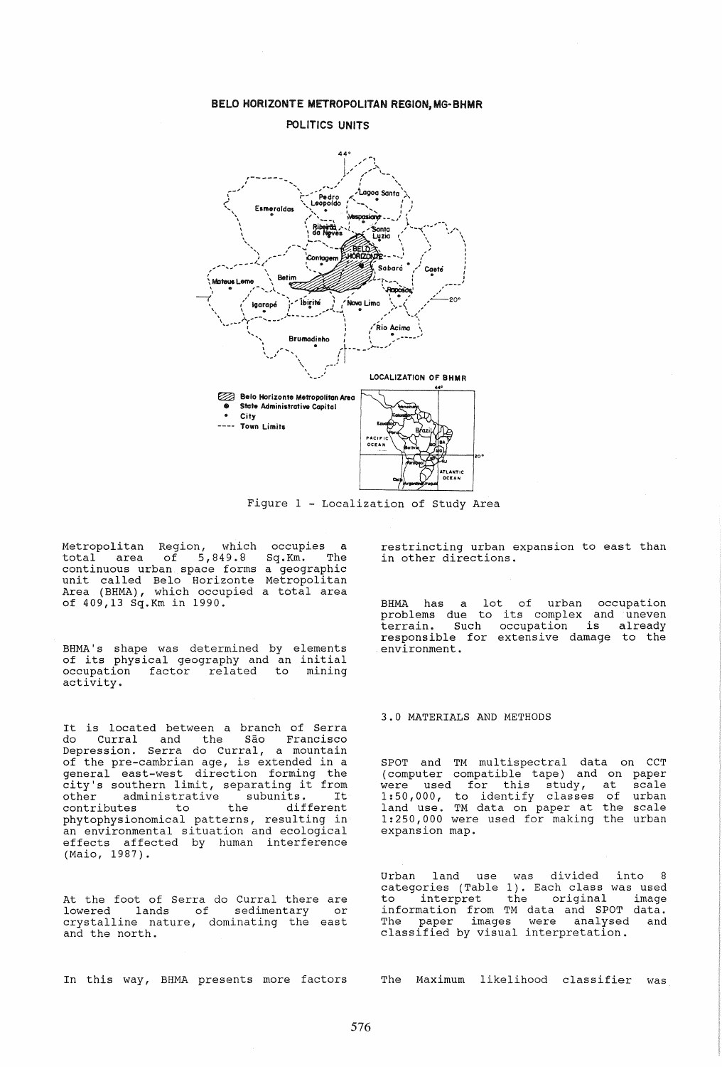BELO HORIZONTE METROPOLITAN REGION, MG-BHMR

POLITICS UNITS

Figure 1 - Localization of Study Area

Metropolitan Region, which occupies a total area of 5,849.8 Sq.Km. The continuous urban space forms a geographic unit called Belo Horizonte Metropolitan Area (BHMA), which occupied a total area of 409,13 Sq.Km in 1990.

BHMA's shape was determined by elements of its physical geography and an initial occupation factor related to mining activity.

It is located between a branch of Serra do Curral and the São Francisco Depression. Serra do Curral, a mountain of the pre-cambrian age, is extended in a general east-west direction forming the city's southern limit, separating it from other administrative subunits. It contributes to the different phytophysionomical patterns, resulting in an environmental situation and ecological effects affected by human interference (Maio, 1987).

At the foot of Serra do Curral there are lowered lands of sedimentary or crystalline nature, dominating the east and the north.

In this way, BHMA presents more factors restrincting urban expansion to east than in other directions.

BHMA has a lot of urban occupation problems due to its complex and uneven terrain. Such occupation is already responsible for extensive damage to the environment.

## 3.0 MATERIALS AND METHODS

SPOT and TM multispectral data on CCT (computer compatible tape) and on paper were used for this study, at scale 1:50,000, to identify classes of urban land use. TM data on paper at the scale 1:250,000 were used for making the urban expansion map.

Urban land use was divided into 8 categories (Table 1). Each class was used to interpret the original image information from TM data and SPOT data. The paper images were analysed and classified by visual interpretation.

The Maximum likelihood classifier was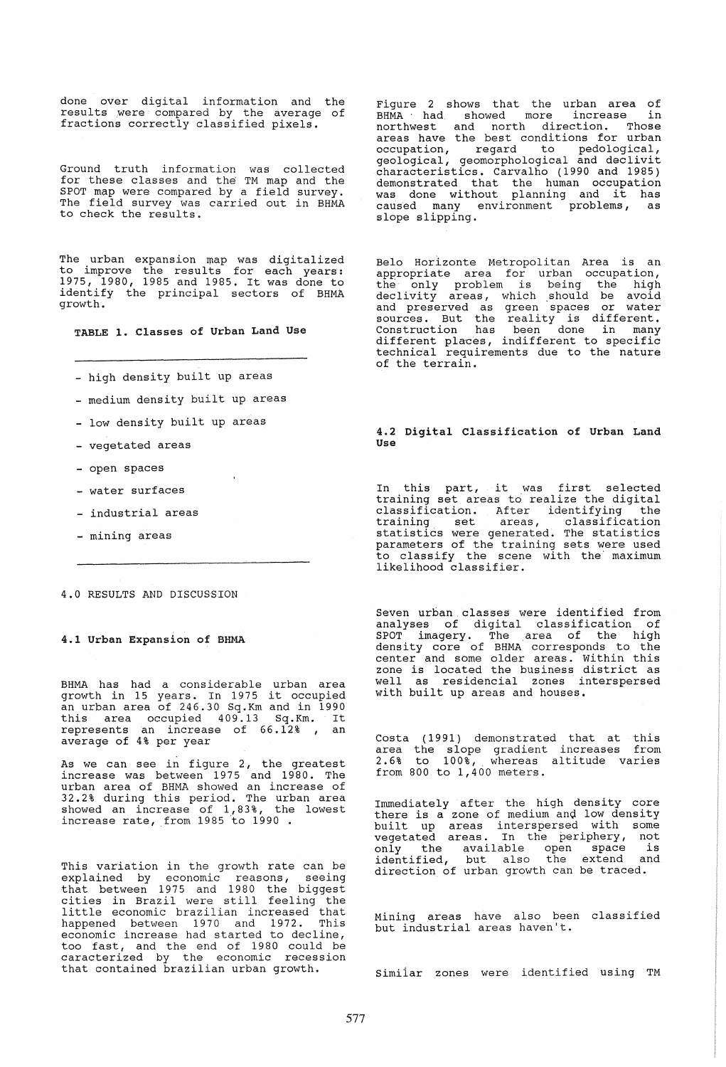done over digital information and the results were compared by the average of fractions correctly classified pixels.

Ground truth information was collected for these classes and the TM map and the SPOT map were compared by a field survey. The field survey was carried out in BHMA to check the results.

The urban expansion map was digitalized to improve the results for each years: 1975, 1980, 1985 and 1985. It was done to identify the principal sectors of BHMA growth.

**TABLE 1. Classes of Urban Land Use**

- high density built up areas
- medium density built up areas
- low density built up areas
- vegetated areas
- open spaces
- water surfaces
- industrial areas
- mining areas

## 4.0 RESULTS AND DISCUSSION

### 4.1 Urban Expansion of BHMA

BHMA has had a considerable urban area growth in 15 years. In 1975 it occupied an urban area of 246.30 Sq.Km and in 1990 this area occupied 409.13 Sq.Km. It represents an increase of 66.12% , an average of 4% per year

As we can see in figure 2, the greatest increase was between 1975 and 1980. The urban area of BHMA showed an increase of 32.2% during this period. The urban area showed an increase of 1,83%, the lowest increase rate, from 1985 to 1990 .

This variation in the growth rate can be explained by economic reasons, seeing that between 1975 and 1980 the biggest cities in Brazil were still feeling the little economic brazilian increased that happened between 1970 and 1972. This economic increase had started to decline, too fast, and the end of 1980 could be caracterized by the economic recession that contained brazilian urban growth.

Figure 2 shows that the urban area of BHMA had showed more increase in northwest and north direction. Those areas have the best conditions for urban occupation, regard to pedological, geological, geomorphological and declivit characteristics. Carvalho (1990 and 1985) demonstrated that the human occupation was done without planning and it has caused many environment problems, as slope slipping.

Belo Horizonte Metropolitan Area is an appropriate area for urban occupation, the only problem is being the high declivity areas, which should be avoid and preserved as green spaces or water sources. But the reality is different. Construction has been done in many different places, indifferent to specific technical requirements due to the nature of the terrain.

### 4.2 Digital Classification of Urban Land Use

In this part, it was first selected training set areas to realize the digital classification. After identifying the training set areas, classification statistics were generated. The statistics parameters of the training sets were used to classify the scene with the maximum likelihood classifier.

Seven urban classes were identified from analyses of digital classification of SPOT imagery. The area of the high density core of BHMA corresponds to the center and some older areas. Within this zone is located the business district as well as residencial zones interspersed with built up areas and houses.

Costa (1991) demonstrated that at this area the slope gradient increases from 2.6% to 100%, whereas altitude varies from 800 to 1,400 meters.

Immediately after the high density core there is a zone of medium and low density built up areas interspersed with some vegetated areas. In the periphery, not only the available open space is identified, but also the extend and direction of urban growth can be traced.

Mining areas have also been classified but industrial areas haven't.

Similar zones were identified using TM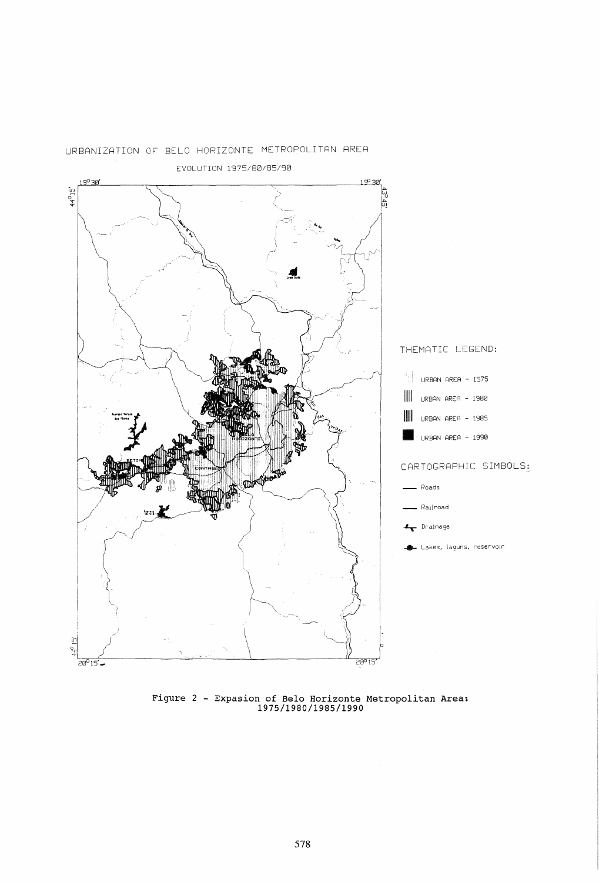URBANIZATION OF BELO HORIZONTE METROPOLITAN AREA

EVOLUTION 1975/80/85/90

THEMATIC LEGEND:

- URBAN AREA - 1975
- URBAN AREA - 1980
- URBAN AREA - 1985
- URBAN AREA - 1990

CARTOGRAPHIC SIMBOLS:

- Roads
- Railroad
- Drainage
- Lakes, laguns, reservoir

Figure 2 - Expasion of Belo Horizonte Metropolitan Area: 1975/1980/1985/1990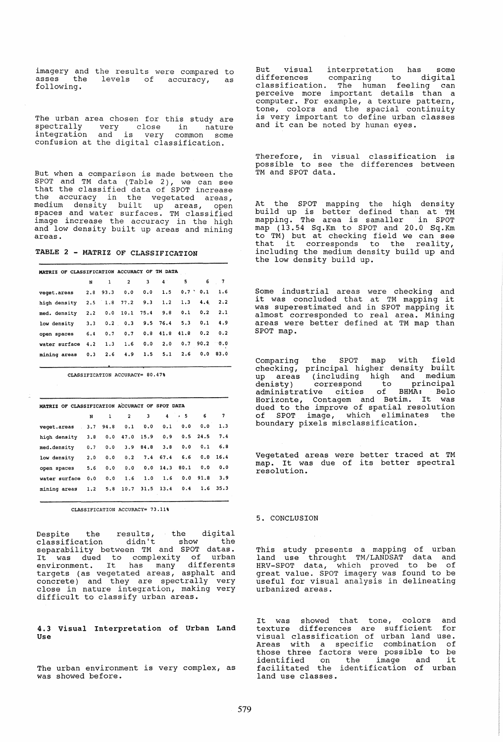imagery and the results were compared to asses the levels of accuracy, as following.

The urban area chosen for this study are spectrally very close in nature integration and is very common some confusion at the digital classification.

But when a comparison is made between the SPOT and TM data (Table 2), we can see that the classified data of SPOT increase the accuracy in the vegetated areas, medium density built up areas, open spaces and water surfaces. TM classified image increase the accuracy in the high and low density built up areas and mining areas.

**TABLE 2 - MATRIZ OF CLASSIFICATION**

**MATRIZ OF CLASSIFICATION ACCURACY OF TM DATA**

| | N | 1 | 2 | 3 | 4 | 5 | 6 | 7 |
|---|---|---|---|---|---|---|---|---|
| veget.areas | 2.8 | 93.3 | 0.0 | 0.0 | 1.5 | 0.7 | 0.1 | 1.6 |
| high density | 2.5 | 1.8 | 77.2 | 9.3 | 1.2 | 1.3 | 4.4 | 2.2 |
| med. density | 2.2 | 0.0 | 10.1 | 75.4 | 9.8 | 0.1 | 0.2 | 2.1 |
| low density | 3.3 | 0.2 | 0.3 | 9.5 | 76.4 | 5.3 | 0.1 | 4.9 |
| open spaces | 6.4 | 0.7 | 0.7 | 0.8 | 41.8 | 41.8 | 0.2 | 0.2 |
| water surface | 4.2 | 1.3 | 1.6 | 0.0 | 2.0 | 0.7 | 90.2 | 0.0 |
| mining areas | 0.3 | 2.6 | 4.9 | 1.5 | 5.1 | 2.6 | 0.0 | 83.0 |

CLASSIFICATION ACCURACY= 80.47%

**MATRIZ OF CLASSIFICATION ACCURACY OF SPOT DATA**

| | N | 1 | 2 | 3 | 4 | 5 | 6 | 7 |
|---|---|---|---|---|---|---|---|---|
| veget.areas | 3.7 | 94.8 | 0.1 | 0.0 | 0.1 | 0.0 | 0.0 | 1.3 |
| high density | 3.8 | 0.0 | 47.0 | 15.9 | 0.9 | 0.5 | 24.5 | 7.4 |
| med.density | 0.7 | 0.0 | 3.9 | 84.8 | 3.8 | 0.0 | 0.1 | 6.8 |
| low density | 2.0 | 0.0 | 0.2 | 7.4 | 67.4 | 6.6 | 0.0 | 16.4 |
| open spaces | 5.6 | 0.0 | 0.0 | 0.0 | 14.3 | 80.1 | 0.0 | 0.0 |
| water surface | 0.0 | 0.0 | 1.6 | 1.0 | 1.6 | 0.0 | 91.8 | 3.9 |
| mining areas | 1.2 | 5.8 | 10.7 | 31.5 | 13.4 | 0.4 | 1.6 | 35.3 |

CLASSIFICATION ACCURACY= 73.11%

Despite the results, the digital classification didn't show the separability between TM and SPOT datas. It was dued to complexity of urban environment. It has many differents targets (as vegetated areas, asphalt and concrete) and they are spectrally very close in nature integration, making very difficult to classify urban areas.

### 4.3 Visual Interpretation of Urban Land Use

The urban environment is very complex, as was showed before.

But visual interpretation has some differences comparing to digital classification. The human feeling can perceive more important details than a computer. For example, a texture pattern, tone, colors and the spacial continuity is very important to define urban classes and it can be noted by human eyes.

Therefore, in visual classification is possible to see the differences between TM and SPOT data.

At the SPOT mapping the high density build up is better defined than at TM mapping. The area is samaller in SPOT map (13.54 Sq.Km to SPOT and 20.0 Sq.Km to TM) but at checking field we can see that it corresponds to the reality, including the medium density build up and the low density build up.

Some industrial areas were checking and it was concluded that at TM mapping it was superestimated and in SPOT mapping it almost corresponded to real area. Mining areas were better defined at TM map than SPOT map.

Comparing the SPOT map with field checking, principal higher density built up areas (including high and medium denisty) correspond to principal administrative cities of BHMA: Belo Horizonte, Contagem and Betim. It was dued to the improve of spatial resolution of SPOT image, which eliminates the boundary pixels misclassification.

Vegetated areas were better traced at TM map. It was due of its better spectral resolution.

## 5. CONCLUSION

This study presents a mapping of urban land use throught TM/LANDSAT data and HRV-SPOT data, which proved to be of great value. SPOT imagery was found to be useful for visual analysis in delineating urbanized areas.

It was showed that tone, colors and texture differences are sufficient for visual classification of urban land use. Areas with a specific combination of those three factors were possible to be identified on the image and it facilitated the identification of urban land use classes.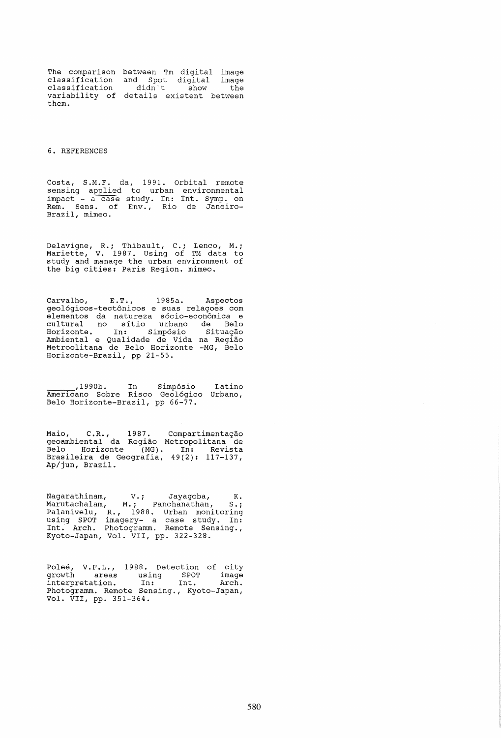The comparison between Tm digital image classification and Spot digital image classification didn't show the variability of details existent between them.

## 6. REFERENCES

Costa, S.M.F. da, 1991. Orbital remote sensing applied to urban environmental impact - a case study. In: Int. Symp. on Rem. Sens. of Env., Rio de Janeiro-Brazil, mimeo.

Delavigne, R.; Thibault, C.; Lenco, M.; Mariette, V. 1987. Using of TM data to study and manage the urban environment of the big cities: Paris Region. mimeo.

Carvalho, E.T., 1985a. Aspectos geológicos-tectônicos e suas relaçoes com elementos da natureza sócio-econômica e cultural no sítio urbano de Belo Horizonte. In: Simpósio Situação Ambiental e Qualidade de Vida na Região Metroolitana de Belo Horizonte -MG, Belo Horizonte-Brazil, pp 21-55.

______,1990b. In Simpósio Latino Americano Sobre Risco Geológico Urbano, Belo Horizonte-Brazil, pp 66-77.

Maio, C.R., 1987. Compartimentação geoambiental da Região Metropolitana de Belo Horizonte (MG). In: Revista Brasileira de Geografia, 49(2): 117-137, Ap/jun, Brazil.

Nagarathinam, V.; Jayagoba, K. Marutachalam, M.; Panchanathan, S.; Palanivelu, R., 1988. Urban monitoring using SPOT imagery- a case study. In: Int. Arch. Photogramm. Remote Sensing., Kyoto-Japan, Vol. VII, pp. 322-328.

Poleé, V.F.L., 1988. Detection of city growth areas using SPOT image interpretation. In: Int. Arch. Photogramm. Remote Sensing., Kyoto-Japan, Vol. VII, pp. 351-364.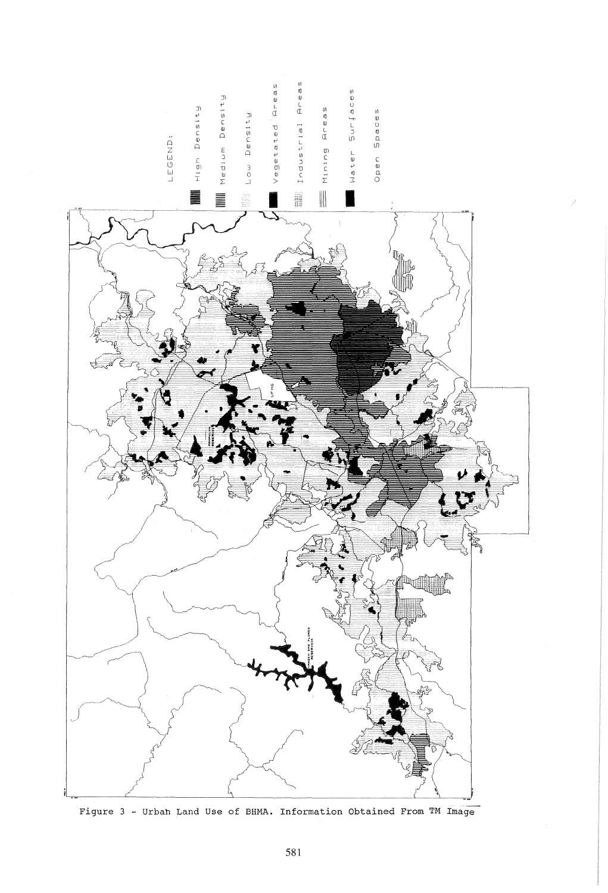Figure 3 - Urban Land Use of BHMA. Information Obtained From TM Image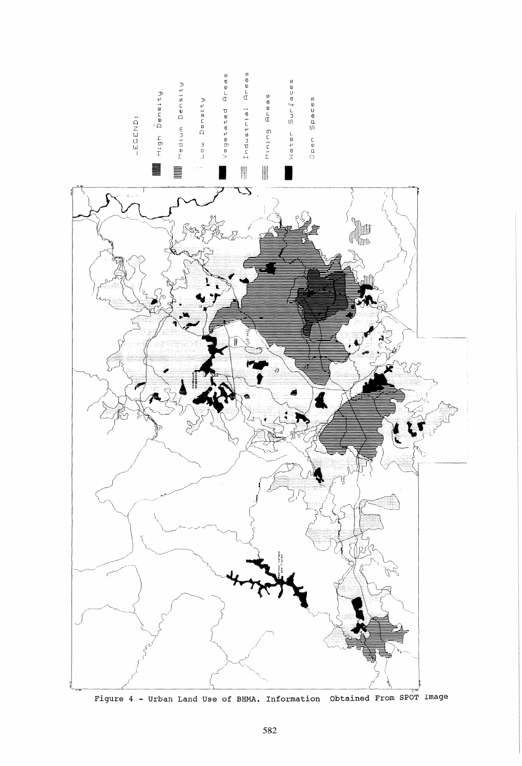LEGEND:

High Density

Medium Density

Low Density

Vegetated Areas

Industrial Areas

Mining Areas

Water Surfaces

Open Spaces

UFMG

Figure 4 - Urban Land Use of BHMA. Information Obtained From SPOT Image